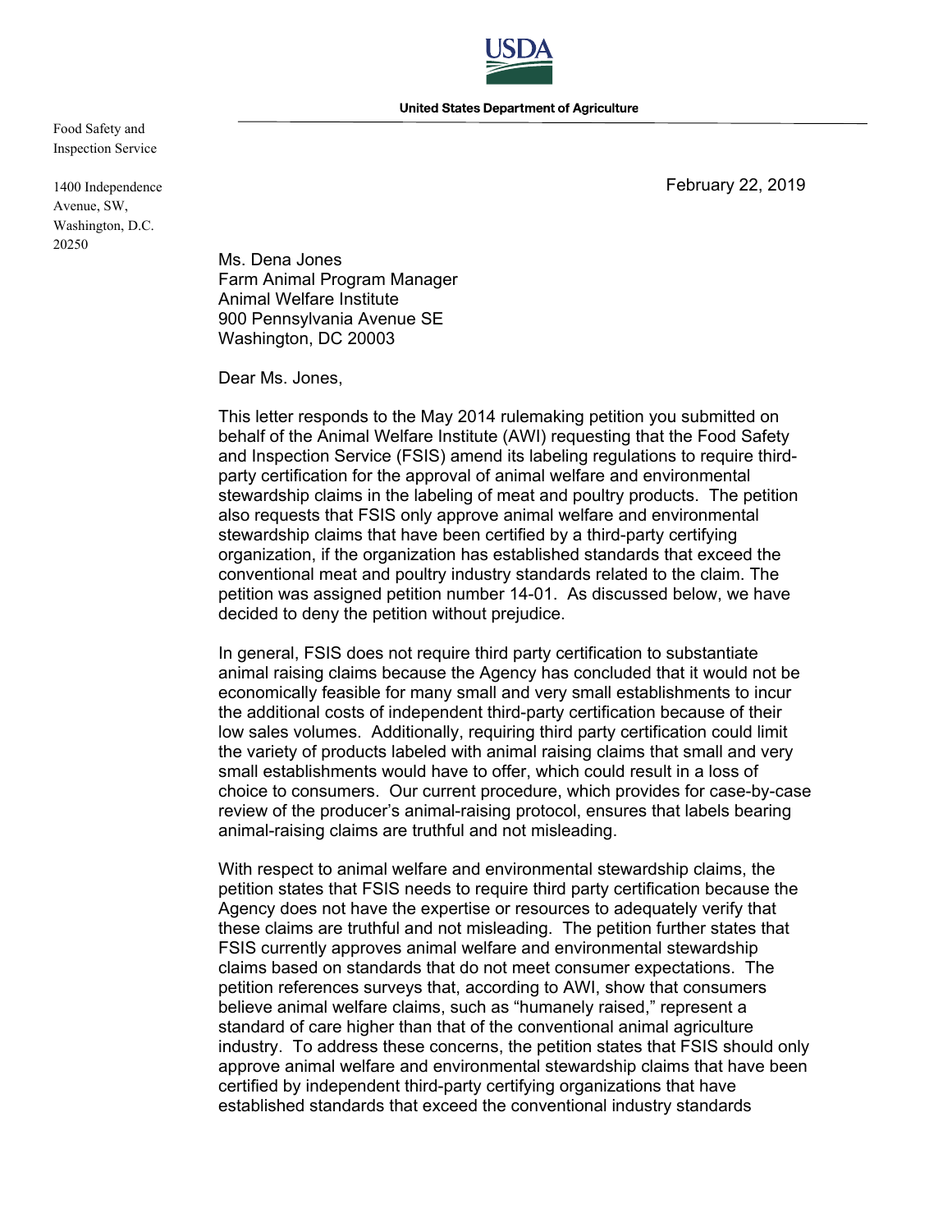USDA

United States Department of Agriculture

Food Safety and Inspection Service

1400 Independence Avenue, SW, Washington, D.C. 20250

February 22, 2019

Ms. Dena Jones
Farm Animal Program Manager
Animal Welfare Institute
900 Pennsylvania Avenue SE
Washington, DC 20003

Dear Ms. Jones,

This letter responds to the May 2014 rulemaking petition you submitted on behalf of the Animal Welfare Institute (AWI) requesting that the Food Safety and Inspection Service (FSIS) amend its labeling regulations to require third-party certification for the approval of animal welfare and environmental stewardship claims in the labeling of meat and poultry products. The petition also requests that FSIS only approve animal welfare and environmental stewardship claims that have been certified by a third-party certifying organization, if the organization has established standards that exceed the conventional meat and poultry industry standards related to the claim. The petition was assigned petition number 14-01. As discussed below, we have decided to deny the petition without prejudice.

In general, FSIS does not require third party certification to substantiate animal raising claims because the Agency has concluded that it would not be economically feasible for many small and very small establishments to incur the additional costs of independent third-party certification because of their low sales volumes. Additionally, requiring third party certification could limit the variety of products labeled with animal raising claims that small and very small establishments would have to offer, which could result in a loss of choice to consumers. Our current procedure, which provides for case-by-case review of the producer's animal-raising protocol, ensures that labels bearing animal-raising claims are truthful and not misleading.

With respect to animal welfare and environmental stewardship claims, the petition states that FSIS needs to require third party certification because the Agency does not have the expertise or resources to adequately verify that these claims are truthful and not misleading. The petition further states that FSIS currently approves animal welfare and environmental stewardship claims based on standards that do not meet consumer expectations. The petition references surveys that, according to AWI, show that consumers believe animal welfare claims, such as "humanely raised," represent a standard of care higher than that of the conventional animal agriculture industry. To address these concerns, the petition states that FSIS should only approve animal welfare and environmental stewardship claims that have been certified by independent third-party certifying organizations that have established standards that exceed the conventional industry standards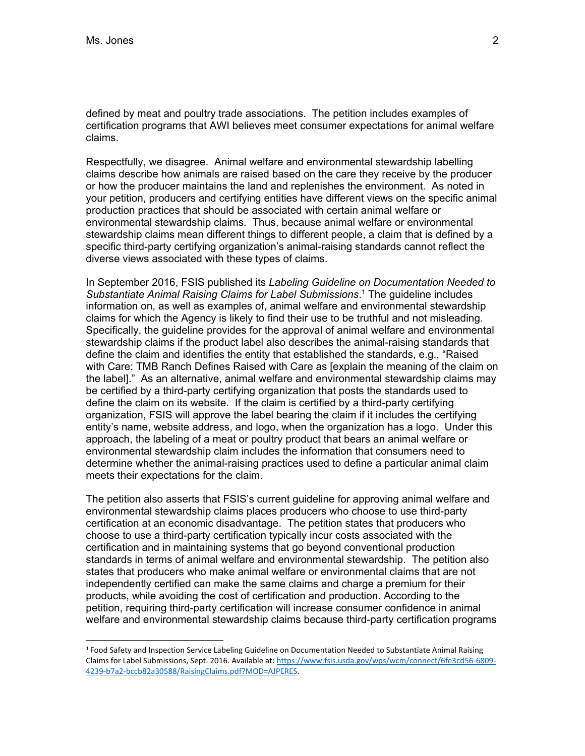defined by meat and poultry trade associations. The petition includes examples of certification programs that AWI believes meet consumer expectations for animal welfare claims.

Respectfully, we disagree. Animal welfare and environmental stewardship labelling claims describe how animals are raised based on the care they receive by the producer or how the producer maintains the land and replenishes the environment. As noted in your petition, producers and certifying entities have different views on the specific animal production practices that should be associated with certain animal welfare or environmental stewardship claims. Thus, because animal welfare or environmental stewardship claims mean different things to different people, a claim that is defined by a specific third-party certifying organization's animal-raising standards cannot reflect the diverse views associated with these types of claims.

In September 2016, FSIS published its *Labeling Guideline on Documentation Needed to Substantiate Animal Raising Claims for Label Submissions*.[1] The guideline includes information on, as well as examples of, animal welfare and environmental stewardship claims for which the Agency is likely to find their use to be truthful and not misleading. Specifically, the guideline provides for the approval of animal welfare and environmental stewardship claims if the product label also describes the animal-raising standards that define the claim and identifies the entity that established the standards, e.g., "Raised with Care: TMB Ranch Defines Raised with Care as [explain the meaning of the claim on the label]." As an alternative, animal welfare and environmental stewardship claims may be certified by a third-party certifying organization that posts the standards used to define the claim on its website. If the claim is certified by a third-party certifying organization, FSIS will approve the label bearing the claim if it includes the certifying entity's name, website address, and logo, when the organization has a logo. Under this approach, the labeling of a meat or poultry product that bears an animal welfare or environmental stewardship claim includes the information that consumers need to determine whether the animal-raising practices used to define a particular animal claim meets their expectations for the claim.

The petition also asserts that FSIS's current guideline for approving animal welfare and environmental stewardship claims places producers who choose to use third-party certification at an economic disadvantage. The petition states that producers who choose to use a third-party certification typically incur costs associated with the certification and in maintaining systems that go beyond conventional production standards in terms of animal welfare and environmental stewardship. The petition also states that producers who make animal welfare or environmental claims that are not independently certified can make the same claims and charge a premium for their products, while avoiding the cost of certification and production. According to the petition, requiring third-party certification will increase consumer confidence in animal welfare and environmental stewardship claims because third-party certification programs

---

[1] Food Safety and Inspection Service Labeling Guideline on Documentation Needed to Substantiate Animal Raising Claims for Label Submissions, Sept. 2016. Available at: https://www.fsis.usda.gov/wps/wcm/connect/6fe3cd56-6809-4239-b7a2-bccb82a30588/RaisingClaims.pdf?MOD=AJPERES.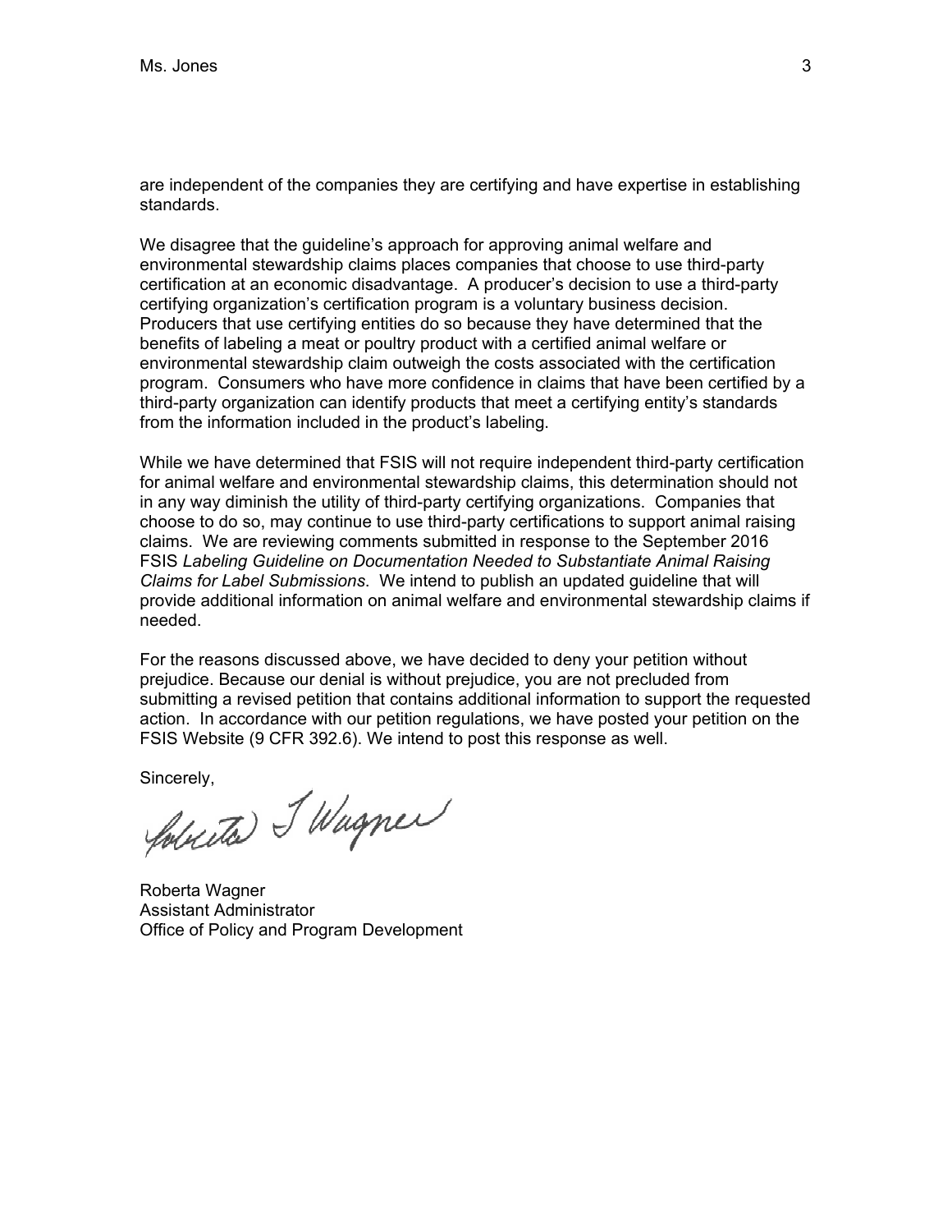are independent of the companies they are certifying and have expertise in establishing standards.

We disagree that the guideline's approach for approving animal welfare and environmental stewardship claims places companies that choose to use third-party certification at an economic disadvantage. A producer's decision to use a third-party certifying organization's certification program is a voluntary business decision. Producers that use certifying entities do so because they have determined that the benefits of labeling a meat or poultry product with a certified animal welfare or environmental stewardship claim outweigh the costs associated with the certification program. Consumers who have more confidence in claims that have been certified by a third-party organization can identify products that meet a certifying entity's standards from the information included in the product's labeling.

While we have determined that FSIS will not require independent third-party certification for animal welfare and environmental stewardship claims, this determination should not in any way diminish the utility of third-party certifying organizations. Companies that choose to do so, may continue to use third-party certifications to support animal raising claims. We are reviewing comments submitted in response to the September 2016 FSIS *Labeling Guideline on Documentation Needed to Substantiate Animal Raising Claims for Label Submissions*. We intend to publish an updated guideline that will provide additional information on animal welfare and environmental stewardship claims if needed.

For the reasons discussed above, we have decided to deny your petition without prejudice. Because our denial is without prejudice, you are not precluded from submitting a revised petition that contains additional information to support the requested action. In accordance with our petition regulations, we have posted your petition on the FSIS Website (9 CFR 392.6). We intend to post this response as well.

Sincerely,

Roberta Wagner
Assistant Administrator
Office of Policy and Program Development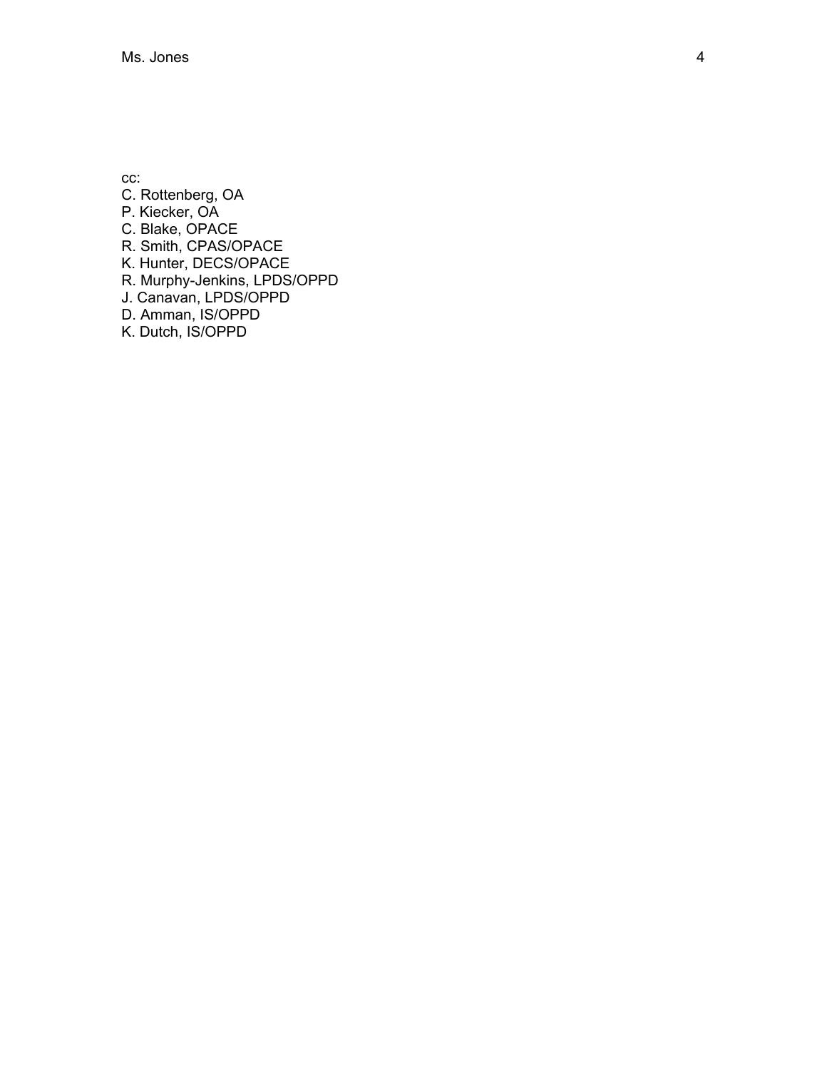cc:
C. Rottenberg, OA
P. Kiecker, OA
C. Blake, OPACE
R. Smith, CPAS/OPACE
K. Hunter, DECS/OPACE
R. Murphy-Jenkins, LPDS/OPPD
J. Canavan, LPDS/OPPD
D. Amman, IS/OPPD
K. Dutch, IS/OPPD